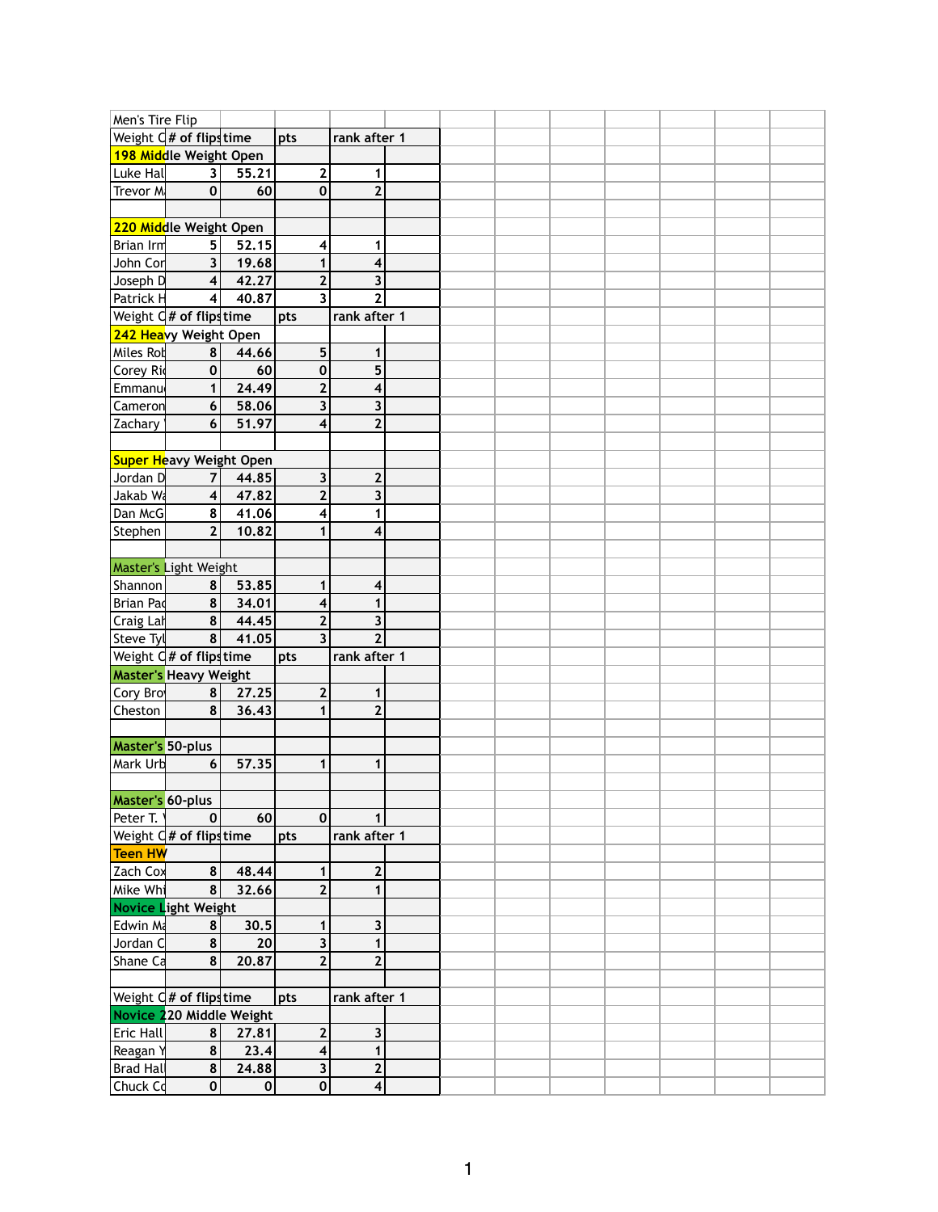| Men's Tire Flip | | | | |
|---|---|---|---|---|
| Weight C | # of flips | time | pts | rank after 1 |
| 198 Middle Weight Open | | | | |
| Luke Hal | 3 | 55.21 | 2 | 1 |
| Trevor M | 0 | 60 | 0 | 2 |
| | | | | |
| 220 Middle Weight Open | | | | |
| Brian Irn | 5 | 52.15 | 4 | 1 |
| John Cor | 3 | 19.68 | 1 | 4 |
| Joseph D | 4 | 42.27 | 2 | 3 |
| Patrick H | 4 | 40.87 | 3 | 2 |
| Weight C | # of flips | time | pts | rank after 1 |
| 242 Heavy Weight Open | | | | |
| Miles Rob | 8 | 44.66 | 5 | 1 |
| Corey Ri | 0 | 60 | 0 | 5 |
| Emmanu | 1 | 24.49 | 2 | 4 |
| Cameron | 6 | 58.06 | 3 | 3 |
| Zachary | 6 | 51.97 | 4 | 2 |
| | | | | |
| Super Heavy Weight Open | | | | |
| Jordan D | 7 | 44.85 | 3 | 2 |
| Jakab W | 4 | 47.82 | 2 | 3 |
| Dan McG | 8 | 41.06 | 4 | 1 |
| Stephen | 2 | 10.82 | 1 | 4 |
| | | | | |
| Master's Light Weight | | | | |
| Shannon | 8 | 53.85 | 1 | 4 |
| Brian Pa | 8 | 34.01 | 4 | 1 |
| Craig La | 8 | 44.45 | 2 | 3 |
| Steve Ty | 8 | 41.05 | 3 | 2 |
| Weight C | # of flips | time | pts | rank after 1 |
| Master's Heavy Weight | | | | |
| Cory Bro | 8 | 27.25 | 2 | 1 |
| Cheston | 8 | 36.43 | 1 | 2 |
| | | | | |
| Master's 50-plus | | | | |
| Mark Urb | 6 | 57.35 | 1 | 1 |
| | | | | |
| Master's 60-plus | | | | |
| Peter T. | 0 | 60 | 0 | 1 |
| Weight C | # of flips | time | pts | rank after 1 |
| Teen HW | | | | |
| Zach Cox | 8 | 48.44 | 1 | 2 |
| Mike Whi | 8 | 32.66 | 2 | 1 |
| Novice Light Weight | | | | |
| Edwin Ma | 8 | 30.5 | 1 | 3 |
| Jordan C | 8 | 20 | 3 | 1 |
| Shane Ca | 8 | 20.87 | 2 | 2 |
| | | | | |
| Weight C | # of flips | time | pts | rank after 1 |
| Novice 220 Middle Weight | | | | |
| Eric Hall | 8 | 27.81 | 2 | 3 |
| Reagan Y | 8 | 23.4 | 4 | 1 |
| Brad Hal | 8 | 24.88 | 3 | 2 |
| Chuck Co | 0 | 0 | 0 | 4 |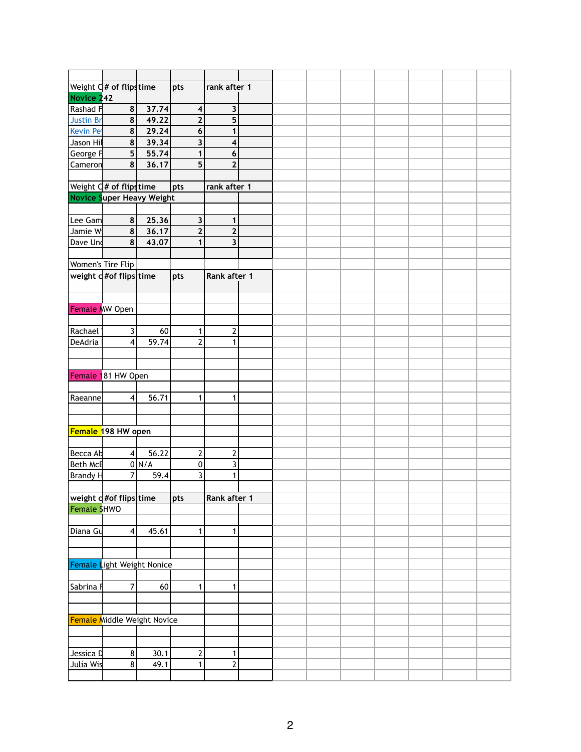| Weight C | # of flips | time | pts | rank after 1 |
|---|---|---|---|---|
| **Novice 242** | | | | |
| Rashad F | 8 | 37.74 | 4 | 3 |
| Justin Br | 8 | 49.22 | 2 | 5 |
| Kevin Pe | 8 | 29.24 | 6 | 1 |
| Jason Hil | 8 | 39.34 | 3 | 4 |
| George F | 5 | 55.74 | 1 | 6 |
| Cameron | 8 | 36.17 | 5 | 2 |

| Weight C | # of flips | time | pts | rank after 1 |
|---|---|---|---|---|
| **Novice Super Heavy Weight** | | | | |
| Lee Gam | 8 | 25.36 | 3 | 1 |
| Jamie W | 8 | 36.17 | 2 | 2 |
| Dave Und | 8 | 43.07 | 1 | 3 |

Women's Tire Flip

| weight c | #of flips | time | pts | Rank after 1 |
|---|---|---|---|---|
| Female MW Open | | | | |
| Rachael | 3 | 60 | 1 | 2 |
| DeAdria | 4 | 59.74 | 2 | 1 |
| Female 181 HW Open | | | | |
| Raeanne | 4 | 56.71 | 1 | 1 |
| **Female 198 HW open** | | | | |
| Becca Ab | 4 | 56.22 | 2 | 2 |
| Beth McE | 0 | N/A | 0 | 3 |
| Brandy H | 7 | 59.4 | 3 | 1 |

| weight c | #of flips | time | pts | Rank after 1 |
|---|---|---|---|---|
| Female SHWO | | | | |
| Diana Gu | 4 | 45.61 | 1 | 1 |
| Female Light Weight Nonice | | | | |
| Sabrina F | 7 | 60 | 1 | 1 |
| Female Middle Weight Novice | | | | |
| Jessica D | 8 | 30.1 | 2 | 1 |
| Julia Wis | 8 | 49.1 | 1 | 2 |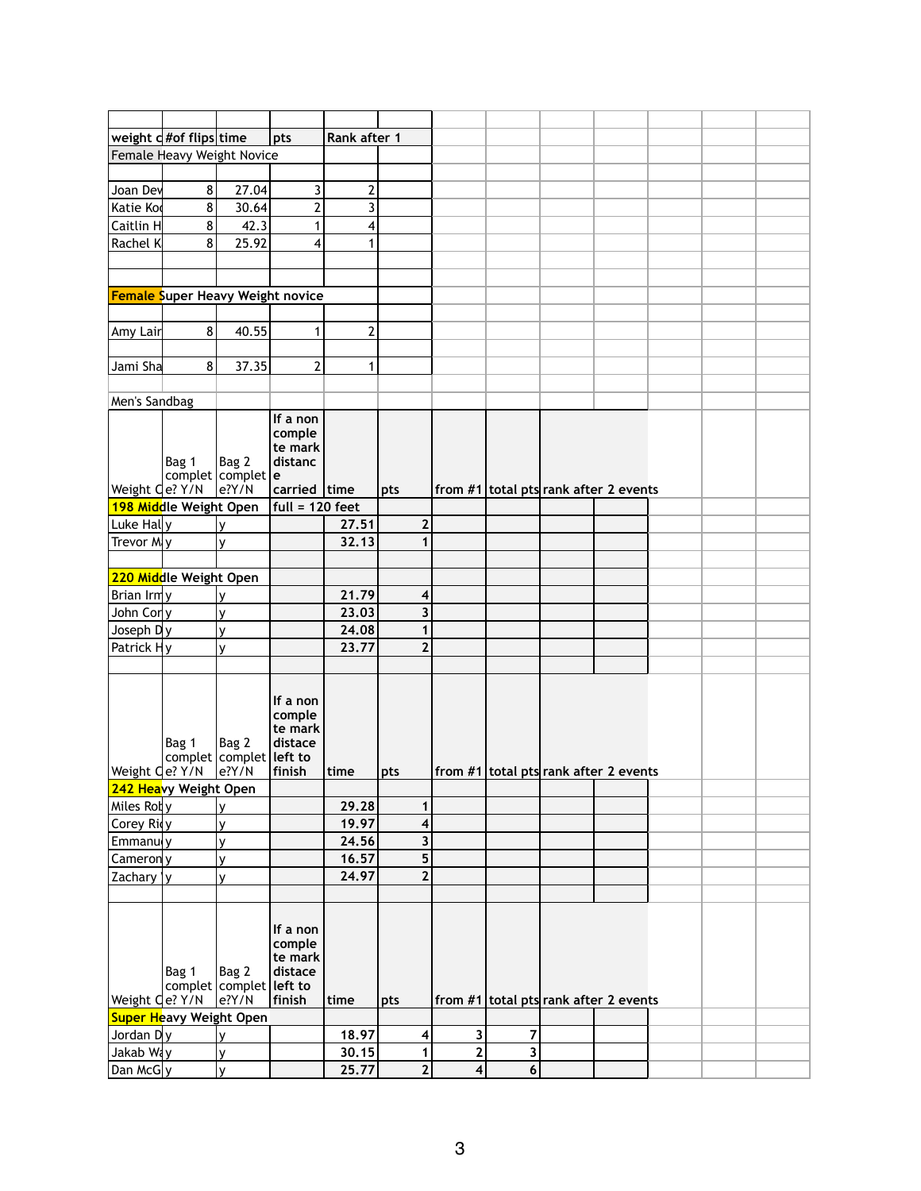| weight c | #of flips | time | pts | Rank after 1 | |
|---|---|---|---|---|---|
| Female Heavy Weight Novice | | | | | |
| | | | | | |
| Joan Dev | 8 | 27.04 | 3 | 2 | |
| Katie Ko | 8 | 30.64 | 2 | 3 | |
| Caitlin H | 8 | 42.3 | 1 | 4 | |
| Rachel K | 8 | 25.92 | 4 | 1 | |
| | | | | | |
| **Female** Super Heavy Weight novice | | | | | |
| | | | | | |
| Amy Lair | 8 | 40.55 | 1 | 2 | |
| | | | | | |
| Jami Sha | 8 | 37.35 | 2 | 1 | |

Men's Sandbag

| Weight C | Bag 1 complete? Y/N | Bag 2 complete?Y/N | If a non complete mark distance carried | time | pts | from #1 | total pts | rank after 2 events |
|---|---|---|---|---|---|---|---|---|
| **198 Middle Weight Open** | | | full = 120 feet | | | | | |
| Luke Hal | y | y | | 27.51 | 2 | | | |
| Trevor M | y | y | | 32.13 | 1 | | | |
| | | | | | | | | |
| **220 Middle Weight Open** | | | | | | | | |
| Brian Irn | y | y | | 21.79 | 4 | | | |
| John Cor | y | y | | 23.03 | 3 | | | |
| Joseph D | y | y | | 24.08 | 1 | | | |
| Patrick H | y | y | | 23.77 | 2 | | | |

| Weight C | Bag 1 complete? Y/N | Bag 2 complete?Y/N | If a non complete mark distace left to finish | time | pts | from #1 | total pts | rank after 2 events |
|---|---|---|---|---|---|---|---|---|
| **242 Heavy Weight Open** | | | | | | | | |
| Miles Rob | y | y | | 29.28 | 1 | | | |
| Corey Ri | y | y | | 19.97 | 4 | | | |
| Emmanu | y | y | | 24.56 | 3 | | | |
| Cameron | y | y | | 16.57 | 5 | | | |
| Zachary | y | y | | 24.97 | 2 | | | |

| Weight C | Bag 1 complete? Y/N | Bag 2 complete?Y/N | If a non complete mark distace left to finish | time | pts | from #1 | total pts | rank after 2 events |
|---|---|---|---|---|---|---|---|---|
| **Super Heavy Weight Open** | | | | | | | | |
| Jordan D | y | y | | 18.97 | 4 | 3 | 7 | |
| Jakab Wa | y | y | | 30.15 | 1 | 2 | 3 | |
| Dan McG | y | y | | 25.77 | 2 | 4 | 6 | |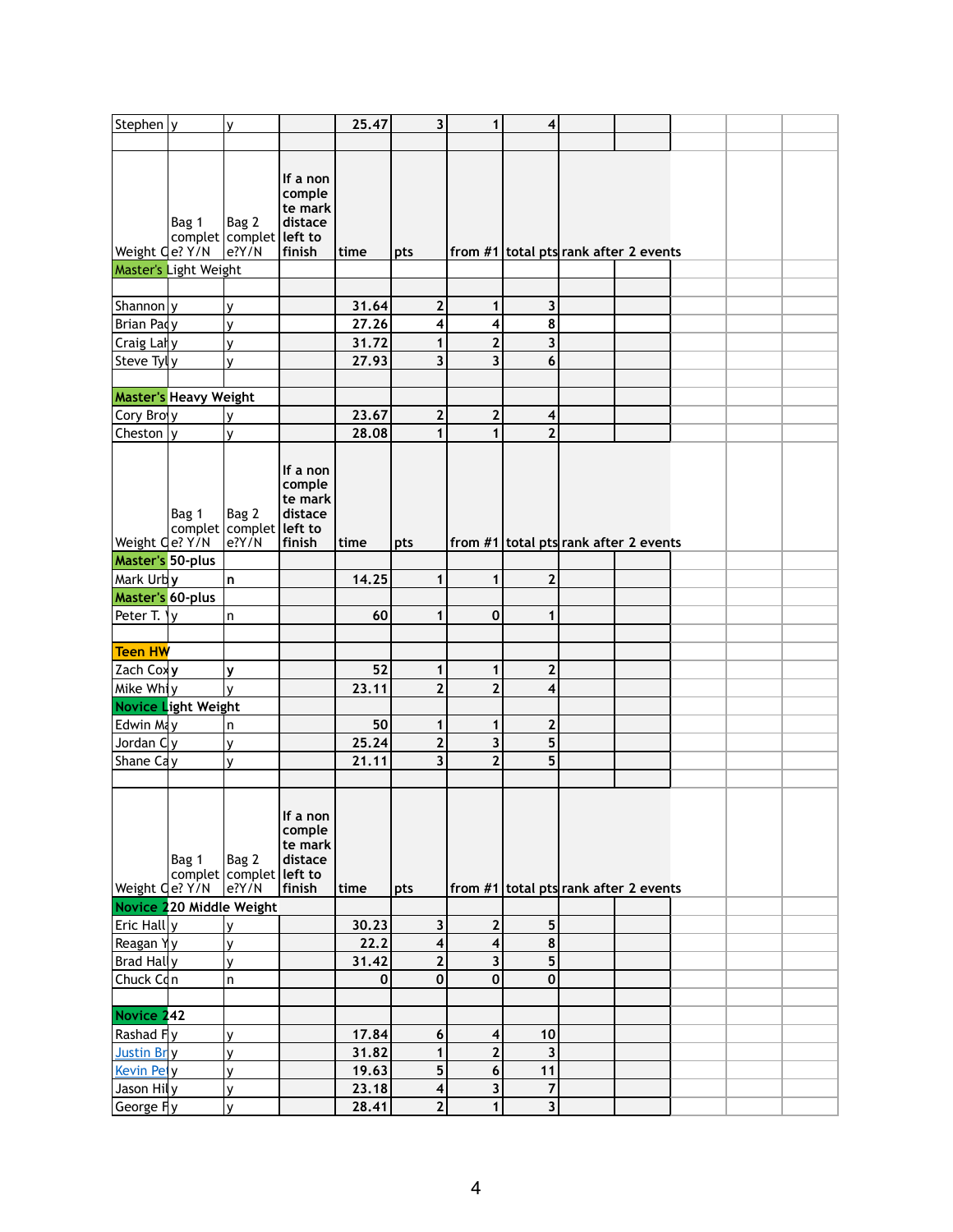| Stephen | y | y | | 25.47 | 3 | 1 | 4 | | |
|---|---|---|---|---|---|---|---|---|---|
| | | | | | | | | | |

| Weight C | Bag 1 complete? Y/N | Bag 2 complete?Y/N | If a non complete mark distace left to finish | time | pts | from #1 | total pts | rank after 2 events | |
|---|---|---|---|---|---|---|---|---|---|
| Master's Light Weight | | | | | | | | | |
| | | | | | | | | | |
| Shannon | y | y | | 31.64 | 2 | 1 | 3 | | |
| Brian Pac | y | y | | 27.26 | 4 | 4 | 8 | | |
| Craig Lat | y | y | | 31.72 | 1 | 2 | 3 | | |
| Steve Tyl | y | y | | 27.93 | 3 | 3 | 6 | | |
| | | | | | | | | | |
| Master's Heavy Weight | | | | | | | | | |
| Cory Bro | y | y | | 23.67 | 2 | 2 | 4 | | |
| Cheston | y | y | | 28.08 | 1 | 1 | 2 | | |

| Weight C | Bag 1 complete? Y/N | Bag 2 complete?Y/N | If a non complete mark distace left to finish | time | pts | from #1 | total pts | rank after 2 events | |
|---|---|---|---|---|---|---|---|---|---|
| Master's 50-plus | | | | | | | | | |
| Mark Urb | y | n | | 14.25 | 1 | 1 | 2 | | |
| Master's 60-plus | | | | | | | | | |
| Peter T. | y | n | | 60 | 1 | 0 | 1 | | |
| | | | | | | | | | |
| Teen HW | | | | | | | | | |
| Zach Cox | y | y | | 52 | 1 | 1 | 2 | | |
| Mike Whi | y | y | | 23.11 | 2 | 2 | 4 | | |
| Novice Light Weight | | | | | | | | | |
| Edwin Ma | y | n | | 50 | 1 | 1 | 2 | | |
| Jordan C | y | y | | 25.24 | 2 | 3 | 5 | | |
| Shane Ca | y | y | | 21.11 | 3 | 2 | 5 | | |
| | | | | | | | | | |

| Weight C | Bag 1 complete? Y/N | Bag 2 complete?Y/N | If a non complete mark distace left to finish | time | pts | from #1 | total pts | rank after 2 events | |
|---|---|---|---|---|---|---|---|---|---|
| Novice 220 Middle Weight | | | | | | | | | |
| Eric Hall | y | y | | 30.23 | 3 | 2 | 5 | | |
| Reagan Y | y | y | | 22.2 | 4 | 4 | 8 | | |
| Brad Hall | y | y | | 31.42 | 2 | 3 | 5 | | |
| Chuck Co | n | n | | 0 | 0 | 0 | 0 | | |
| | | | | | | | | | |
| Novice 242 | | | | | | | | | |
| Rashad F | y | y | | 17.84 | 6 | 4 | 10 | | |
| Justin Br | y | y | | 31.82 | 1 | 2 | 3 | | |
| Kevin Pe | y | y | | 19.63 | 5 | 6 | 11 | | |
| Jason Hil | y | y | | 23.18 | 4 | 3 | 7 | | |
| George F | y | y | | 28.41 | 2 | 1 | 3 | | |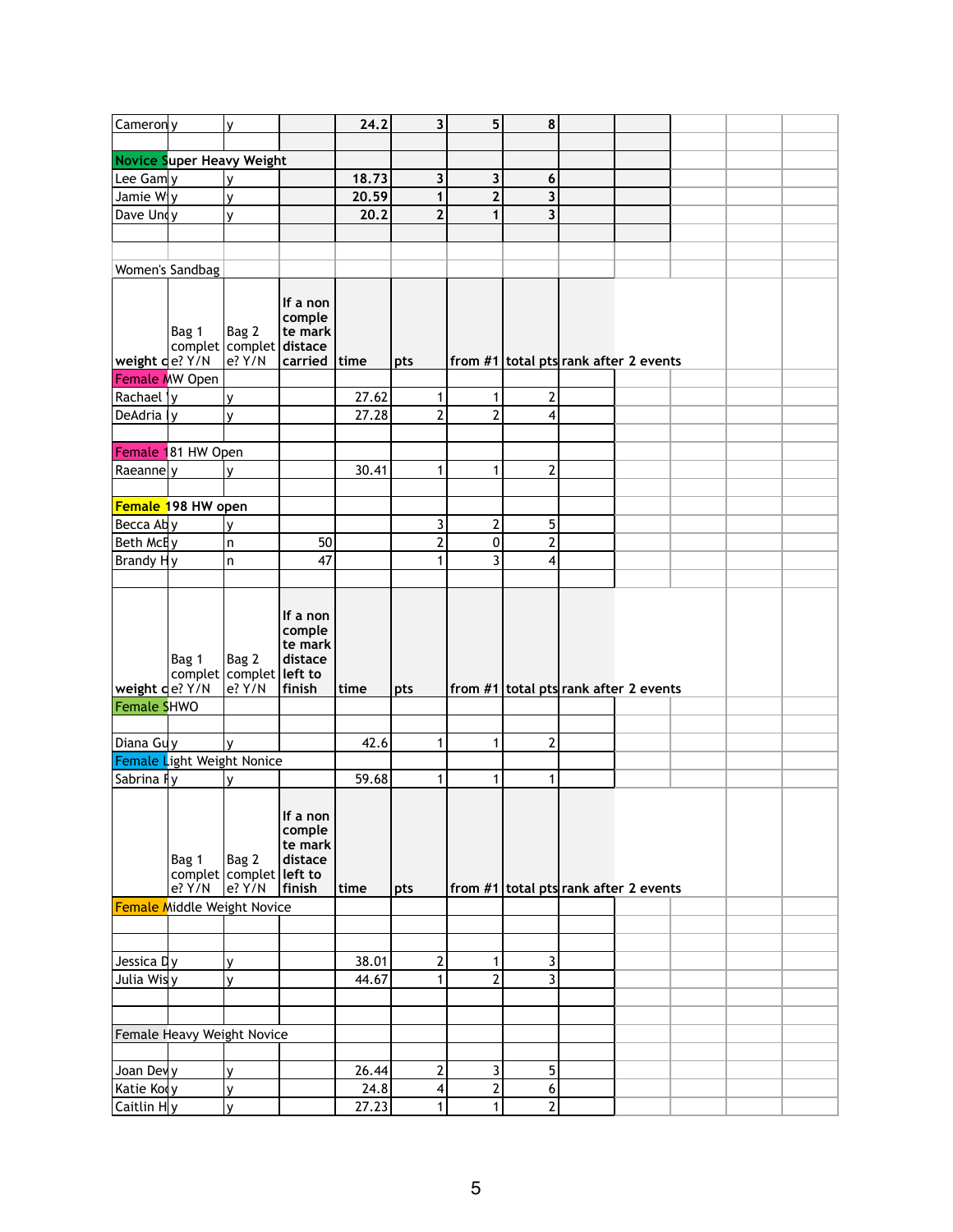| | | | | | | | | | |
|---|---|---|---|---|---|---|---|---|---|
| Cameron | y | y | | **24.2** | **3** | **5** | **8** | | |
| | | | | | | | | | |
| **Novice Super Heavy Weight** | | | | | | | | | |
| Lee Gam | y | y | | **18.73** | **3** | **3** | **6** | | |
| Jamie W | y | y | | **20.59** | **1** | **2** | **3** | | |
| Dave Und | y | y | | **20.2** | **2** | **1** | **3** | | |

| weight class | Bag 1 complete? Y/N | Bag 2 complete? Y/N | If a non complete mark distace carried | time | pts | from #1 | total pts | rank after 2 events |
|---|---|---|---|---|---|---|---|---|
| Women's Sandbag | | | | | | | | |
| Female MW Open | | | | | | | | |
| Rachael | y | y | | 27.62 | 1 | 1 | 2 | |
| DeAdria | y | y | | 27.28 | 2 | 2 | 4 | |
| | | | | | | | | |
| Female 181 HW Open | | | | | | | | |
| Raeanne | y | y | | 30.41 | 1 | 1 | 2 | |
| | | | | | | | | |
| **Female 198 HW open** | | | | | | | | |
| Becca Ab | y | y | | | 3 | 2 | 5 | |
| Beth McE | y | n | 50 | | 2 | 0 | 2 | |
| Brandy H | y | n | 47 | | 1 | 3 | 4 | |

| weight class | Bag 1 complete? Y/N | Bag 2 complete? Y/N | If a non complete mark distace left to finish | time | pts | from #1 | total pts | rank after 2 events |
|---|---|---|---|---|---|---|---|---|
| Female SHWO | | | | | | | | |
| | | | | | | | | |
| Diana Gu | y | y | | 42.6 | 1 | 1 | 2 | |
| Female Light Weight Nonice | | | | | | | | |
| Sabrina F | y | y | | 59.68 | 1 | 1 | 1 | |

| weight class | Bag 1 complete? Y/N | Bag 2 complete? Y/N | If a non complete mark distace left to finish | time | pts | from #1 | total pts | rank after 2 events |
|---|---|---|---|---|---|---|---|---|
| Female Middle Weight Novice | | | | | | | | |
| | | | | | | | | |
| | | | | | | | | |
| Jessica D | y | y | | 38.01 | 2 | 1 | 3 | |
| Julia Wis | y | y | | 44.67 | 1 | 2 | 3 | |
| | | | | | | | | |
| | | | | | | | | |
| Female Heavy Weight Novice | | | | | | | | |
| | | | | | | | | |
| Joan Dev | y | y | | 26.44 | 2 | 3 | 5 | |
| Katie Koc | y | y | | 24.8 | 4 | 2 | 6 | |
| Caitlin H | y | y | | 27.23 | 1 | 1 | 2 | |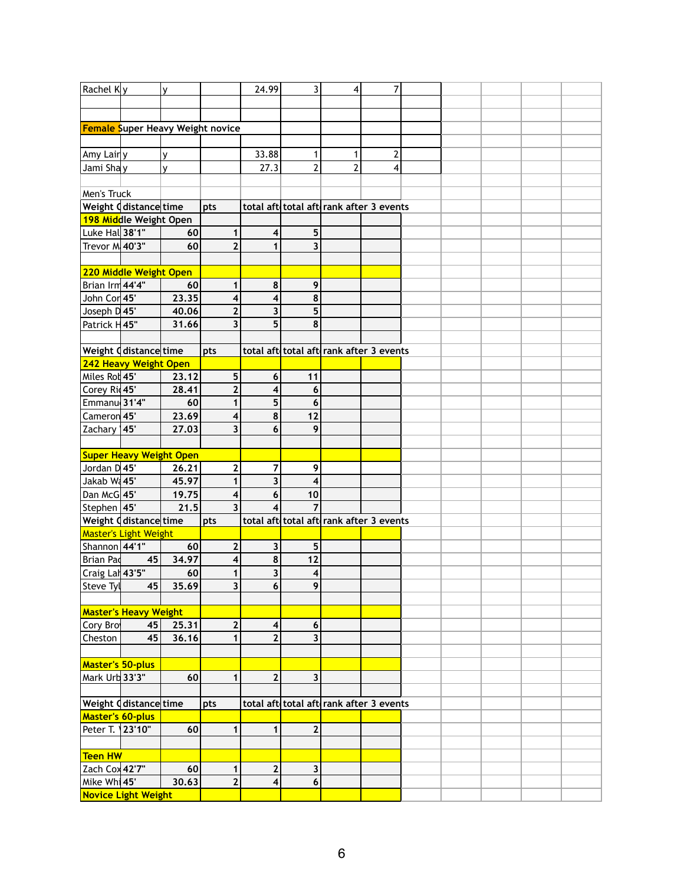| | | | | | | | | |
|---|---|---|---|---|---|---|---|---|
| Rachel K | y | y | | 24.99 | 3 | 4 | 7 | |
| | | | | | | | | |
| | | | | | | | | |
| **Female Super Heavy Weight novice** | | | | | | | | |
| | | | | | | | | |
| Amy Lair | y | y | | 33.88 | 1 | 1 | 2 | |
| Jami Sha | y | y | | 27.3 | 2 | 2 | 4 | |
| | | | | | | | | |
| Men's Truck | | | | | | | | |
| Weight C | distance | time | pts | total aft | total aft | rank after 3 events | | |
| **198 Middle Weight Open** | | | | | | | | |
| Luke Hal | 38'1" | 60 | 1 | 4 | 5 | | | |
| Trevor M | 40'3" | 60 | 2 | 1 | 3 | | | |
| | | | | | | | | |
| **220 Middle Weight Open** | | | | | | | | |
| Brian Irm | 44'4" | 60 | 1 | 8 | 9 | | | |
| John Cor | 45' | 23.35 | 4 | 4 | 8 | | | |
| Joseph D | 45' | 40.06 | 2 | 3 | 5 | | | |
| Patrick H | 45" | 31.66 | 3 | 5 | 8 | | | |
| | | | | | | | | |
| Weight C | distance | time | pts | total aft | total aft | rank after 3 events | | |
| **242 Heavy Weight Open** | | | | | | | | |
| Miles Rob | 45' | 23.12 | 5 | 6 | 11 | | | |
| Corey Ri | 45' | 28.41 | 2 | 4 | 6 | | | |
| Emmanu | 31'4" | 60 | 1 | 5 | 6 | | | |
| Cameron | 45' | 23.69 | 4 | 8 | 12 | | | |
| Zachary | 45' | 27.03 | 3 | 6 | 9 | | | |
| | | | | | | | | |
| **Super Heavy Weight Open** | | | | | | | | |
| Jordan D | 45' | 26.21 | 2 | 7 | 9 | | | |
| Jakab W | 45' | 45.97 | 1 | 3 | 4 | | | |
| Dan McG | 45' | 19.75 | 4 | 6 | 10 | | | |
| Stephen | 45' | 21.5 | 3 | 4 | 7 | | | |
| Weight C | distance | time | pts | total aft | total aft | rank after 3 events | | |
| Master's Light Weight | | | | | | | | |
| Shannon | 44'1" | 60 | 2 | 3 | 5 | | | |
| Brian Pa | 45 | 34.97 | 4 | 8 | 12 | | | |
| Craig Lal | 43'5" | 60 | 1 | 3 | 4 | | | |
| Steve Tyl | 45 | 35.69 | 3 | 6 | 9 | | | |
| | | | | | | | | |
| **Master's Heavy Weight** | | | | | | | | |
| Cory Bro | 45 | 25.31 | 2 | 4 | 6 | | | |
| Cheston | 45 | 36.16 | 1 | 2 | 3 | | | |
| | | | | | | | | |
| **Master's 50-plus** | | | | | | | | |
| Mark Urb | 33'3" | 60 | 1 | 2 | 3 | | | |
| | | | | | | | | |
| Weight C | distance | time | pts | total aft | total aft | rank after 3 events | | |
| **Master's 60-plus** | | | | | | | | |
| Peter T. | 23'10" | 60 | 1 | 1 | 2 | | | |
| | | | | | | | | |
| **Teen HW** | | | | | | | | |
| Zach Cox | 42'7" | 60 | 1 | 2 | 3 | | | |
| Mike Whi | 45' | 30.63 | 2 | 4 | 6 | | | |
| **Novice Light Weight** | | | | | | | | |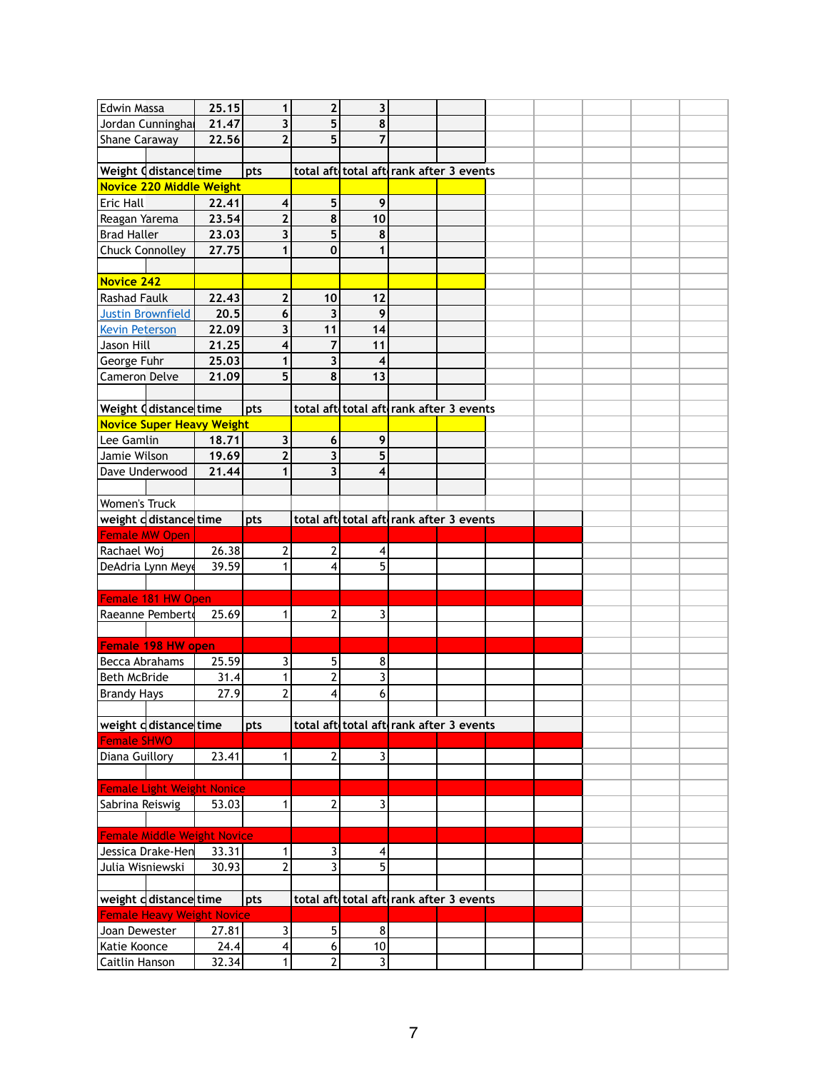| | | | | | | |
|---|---|---|---|---|---|---|
| Edwin Massa | 25.15 | 1 | 2 | 3 | | |
| Jordan Cunninghai | 21.47 | 3 | 5 | 8 | | |
| Shane Caraway | 22.56 | 2 | 5 | 7 | | |
| | | | | | | |
| Weight C | distance | time | pts | total aft | total aft | rank after 3 events |
| **Novice 220 Middle Weight** | | | | | | |
| Eric Hall | 22.41 | 4 | 5 | 9 | | |
| Reagan Yarema | 23.54 | 2 | 8 | 10 | | |
| Brad Haller | 23.03 | 3 | 5 | 8 | | |
| Chuck Connolley | 27.75 | 1 | 0 | 1 | | |
| | | | | | | |
| **Novice 242** | | | | | | |
| Rashad Faulk | 22.43 | 2 | 10 | 12 | | |
| Justin Brownfield | 20.5 | 6 | 3 | 9 | | |
| Kevin Peterson | 22.09 | 3 | 11 | 14 | | |
| Jason Hill | 21.25 | 4 | 7 | 11 | | |
| George Fuhr | 25.03 | 1 | 3 | 4 | | |
| Cameron Delve | 21.09 | 5 | 8 | 13 | | |
| | | | | | | |
| Weight C | distance | time | pts | total aft | total aft | rank after 3 events |
| **Novice Super Heavy Weight** | | | | | | |
| Lee Gamlin | 18.71 | 3 | 6 | 9 | | |
| Jamie Wilson | 19.69 | 2 | 3 | 5 | | |
| Dave Underwood | 21.44 | 1 | 3 | 4 | | |
| | | | | | | |
| Women's Truck | | | | | | |
| weight c | distance | time | pts | total aft | total aft | rank after 3 events |
| Female MW Open | | | | | | |
| Rachael Woj | 26.38 | 2 | 2 | 4 | | |
| DeAdria Lynn Meye | 39.59 | 1 | 4 | 5 | | |
| | | | | | | |
| Female 181 HW Open | | | | | | |
| Raeanne Pemberto | 25.69 | 1 | 2 | 3 | | |
| | | | | | | |
| Female 198 HW open | | | | | | |
| Becca Abrahams | 25.59 | 3 | 5 | 8 | | |
| Beth McBride | 31.4 | 1 | 2 | 3 | | |
| Brandy Hays | 27.9 | 2 | 4 | 6 | | |
| | | | | | | |
| weight c | distance | time | pts | total aft | total aft | rank after 3 events |
| Female SHWO | | | | | | |
| Diana Guillory | 23.41 | 1 | 2 | 3 | | |
| | | | | | | |
| Female Light Weight Nonice | | | | | | |
| Sabrina Reiswig | 53.03 | 1 | 2 | 3 | | |
| | | | | | | |
| Female Middle Weight Novice | | | | | | |
| Jessica Drake-Hen | 33.31 | 1 | 3 | 4 | | |
| Julia Wisniewski | 30.93 | 2 | 3 | 5 | | |
| | | | | | | |
| weight c | distance | time | pts | total aft | total aft | rank after 3 events |
| Female Heavy Weight Novice | | | | | | |
| Joan Dewester | 27.81 | 3 | 5 | 8 | | |
| Katie Koonce | 24.4 | 4 | 6 | 10 | | |
| Caitlin Hanson | 32.34 | 1 | 2 | 3 | | |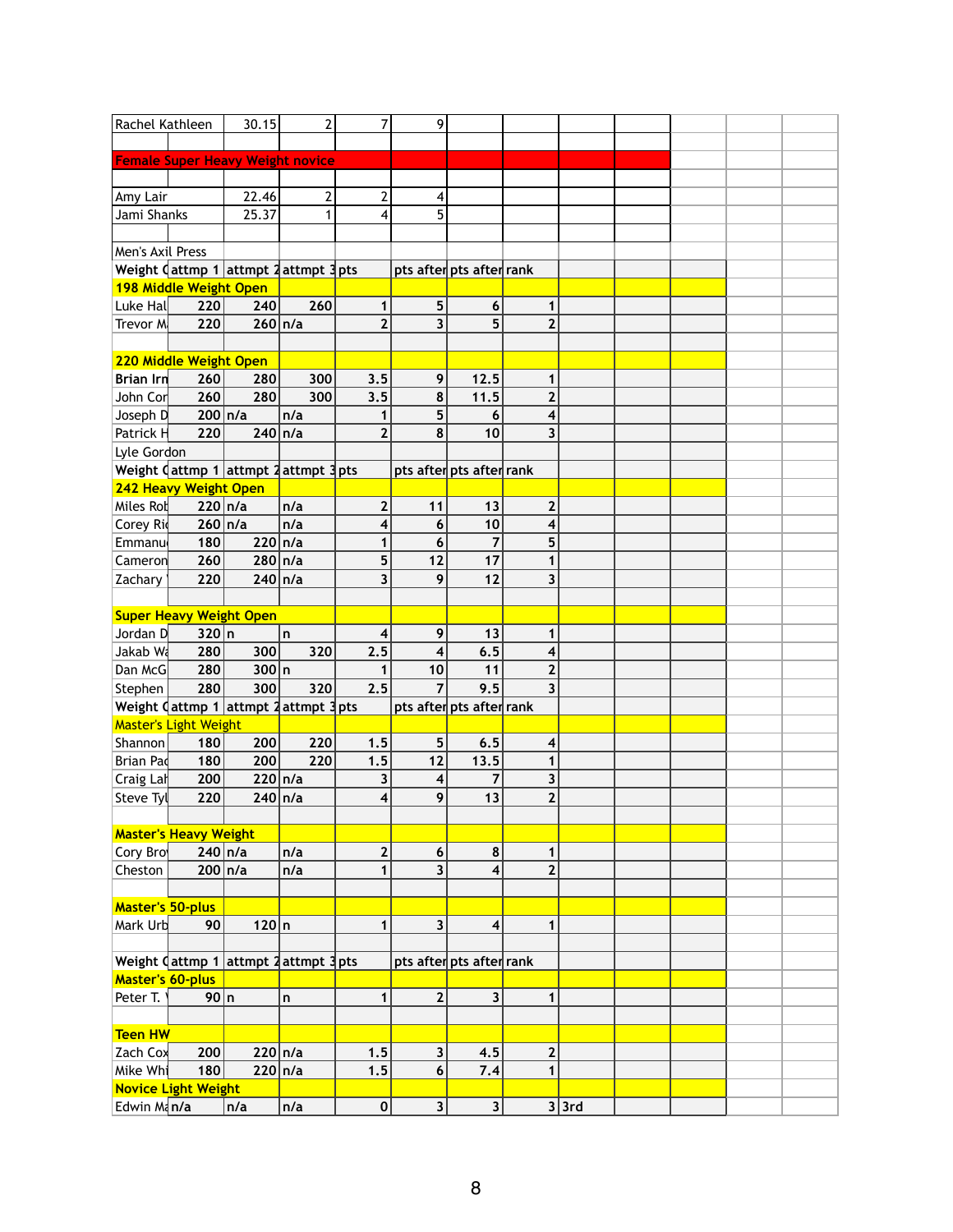| Rachel Kathleen | 30.15 | 2 | 7 | 9 | | | | |
|---|---|---|---|---|---|---|---|---|
| | | | | | | | | |
| **Female Super Heavy Weight novice** | | | | | | | | |
| | | | | | | | | |
| Amy Lair | 22.46 | 2 | 2 | 4 | | | | |
| Jami Shanks | 25.37 | 1 | 4 | 5 | | | | |

Men's Axil Press

| Weight C | attmp 1 | attmpt 2 | attmpt 3 | pts | pts after | pts after | rank | |
|---|---|---|---|---|---|---|---|---|
| **198 Middle Weight Open** | | | | | | | | |
| Luke Hal | 220 | 240 | 260 | 1 | 5 | 6 | 1 | |
| Trevor M | 220 | 260 | n/a | 2 | 3 | 5 | 2 | |
| | | | | | | | | |
| **220 Middle Weight Open** | | | | | | | | |
| **Brian Irn** | 260 | 280 | 300 | 3.5 | 9 | 12.5 | 1 | |
| John Cor | 260 | 280 | 300 | 3.5 | 8 | 11.5 | 2 | |
| Joseph D | 200 | n/a | n/a | 1 | 5 | 6 | 4 | |
| Patrick H | 220 | 240 | n/a | 2 | 8 | 10 | 3 | |
| Lyle Gordon | | | | | | | | |
| Weight C | attmp 1 | attmpt 2 | attmpt 3 | pts | pts after | pts after | rank | |
| **242 Heavy Weight Open** | | | | | | | | |
| Miles Rob | 220 | n/a | n/a | 2 | 11 | 13 | 2 | |
| Corey Ri | 260 | n/a | n/a | 4 | 6 | 10 | 4 | |
| Emmanu | 180 | 220 | n/a | 1 | 6 | 7 | 5 | |
| Cameron | 260 | 280 | n/a | 5 | 12 | 17 | 1 | |
| Zachary | 220 | 240 | n/a | 3 | 9 | 12 | 3 | |
| | | | | | | | | |
| **Super Heavy Weight Open** | | | | | | | | |
| Jordan D | 320 | n | n | 4 | 9 | 13 | 1 | |
| Jakab W | 280 | 300 | 320 | 2.5 | 4 | 6.5 | 4 | |
| Dan McG | 280 | 300 | n | 1 | 10 | 11 | 2 | |
| Stephen | 280 | 300 | 320 | 2.5 | 7 | 9.5 | 3 | |
| Weight C | attmp 1 | attmpt 2 | attmpt 3 | pts | pts after | pts after | rank | |
| Master's Light Weight | | | | | | | | |
| Shannon | 180 | 200 | 220 | 1.5 | 5 | 6.5 | 4 | |
| Brian Pa | 180 | 200 | 220 | 1.5 | 12 | 13.5 | 1 | |
| Craig Lah | 200 | 220 | n/a | 3 | 4 | 7 | 3 | |
| Steve Tyl | 220 | 240 | n/a | 4 | 9 | 13 | 2 | |
| | | | | | | | | |
| **Master's Heavy Weight** | | | | | | | | |
| Cory Bro | 240 | n/a | n/a | 2 | 6 | 8 | 1 | |
| Cheston | 200 | n/a | n/a | 1 | 3 | 4 | 2 | |
| | | | | | | | | |
| **Master's 50-plus** | | | | | | | | |
| Mark Urb | 90 | 120 | n | 1 | 3 | 4 | 1 | |
| | | | | | | | | |
| Weight C | attmp 1 | attmpt 2 | attmpt 3 | pts | pts after | pts after | rank | |
| **Master's 60-plus** | | | | | | | | |
| Peter T. | 90 | n | n | 1 | 2 | 3 | 1 | |
| | | | | | | | | |
| **Teen HW** | | | | | | | | |
| Zach Cox | 200 | 220 | n/a | 1.5 | 3 | 4.5 | 2 | |
| Mike Whi | 180 | 220 | n/a | 1.5 | 6 | 7.4 | 1 | |
| **Novice Light Weight** | | | | | | | | |
| Edwin M | n/a | n/a | n/a | 0 | 3 | 3 | 3 | 3rd |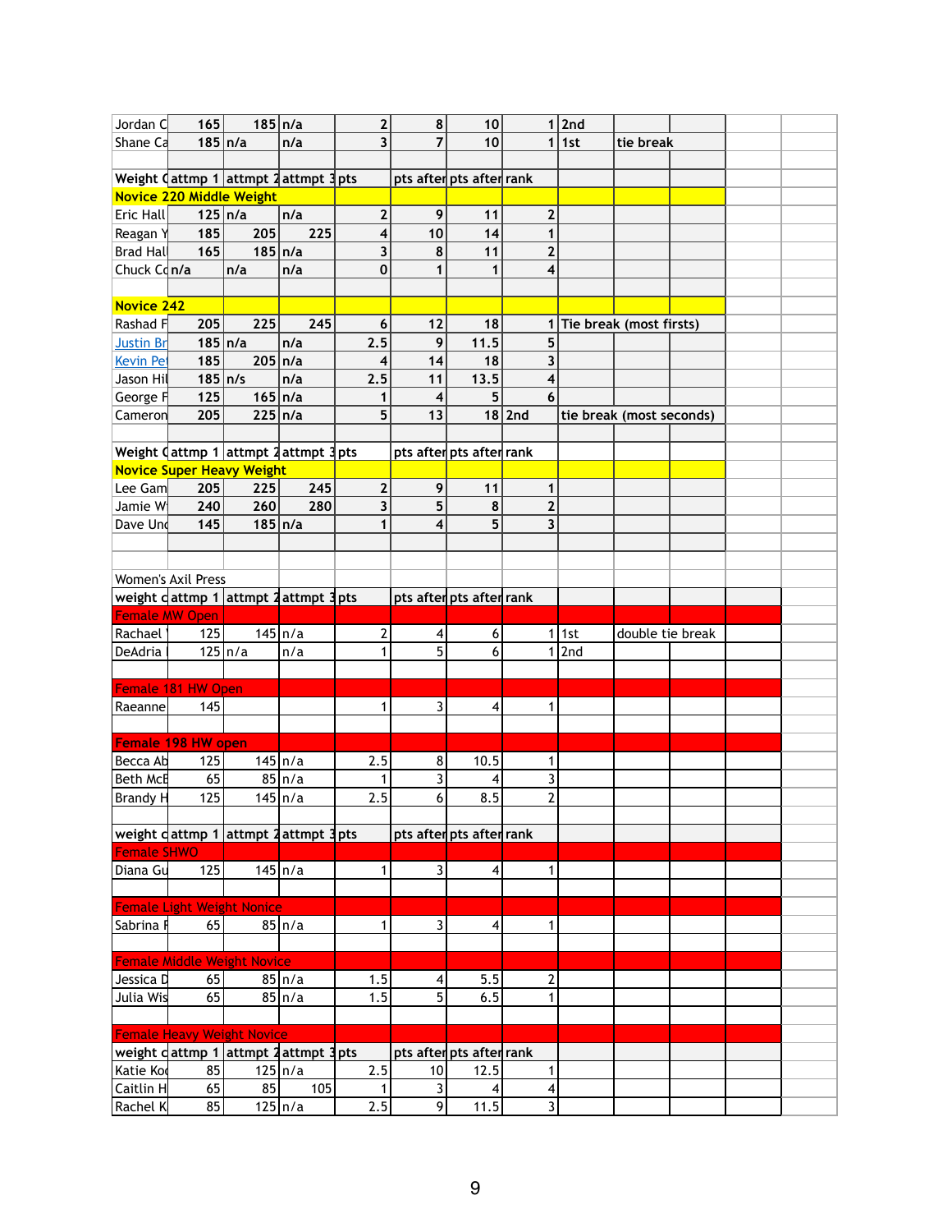| | | | | | | | | | | | | |
|---|---|---|---|---|---|---|---|---|---|---|---|---|
| Jordan C | 165 | 185 | n/a | 2 | 8 | 10 | 1 | 2nd | | | | |
| Shane Ca | 185 | n/a | n/a | 3 | 7 | 10 | 1 | 1st | tie break | | | |
| | | | | | | | | | | | | |
| Weight C | attmp 1 | attmpt 2 | attmpt 3 | pts | pts after | pts after | rank | | | | | |
| **Novice 220 Middle Weight** | | | | | | | | | | | | |
| Eric Hall | 125 | n/a | n/a | 2 | 9 | 11 | 2 | | | | | |
| Reagan Y | 185 | 205 | 225 | 4 | 10 | 14 | 1 | | | | | |
| Brad Hal | 165 | 185 | n/a | 3 | 8 | 11 | 2 | | | | | |
| Chuck Co | n/a | n/a | n/a | 0 | 1 | 1 | 4 | | | | | |
| | | | | | | | | | | | | |
| **Novice 242** | | | | | | | | | | | | |
| Rashad F | 205 | 225 | 245 | 6 | 12 | 18 | 1 | Tie break (most firsts) | | | | |
| Justin Br | 185 | n/a | n/a | 2.5 | 9 | 11.5 | 5 | | | | | |
| Kevin Pe | 185 | 205 | n/a | 4 | 14 | 18 | 3 | | | | | |
| Jason Hil | 185 | n/s | n/a | 2.5 | 11 | 13.5 | 4 | | | | | |
| George F | 125 | 165 | n/a | 1 | 4 | 5 | 6 | | | | | |
| Cameron | 205 | 225 | n/a | 5 | 13 | 18 | 2nd | tie break (most seconds) | | | | |
| | | | | | | | | | | | | |
| Weight C | attmp 1 | attmpt 2 | attmpt 3 | pts | pts after | pts after | rank | | | | | |
| **Novice Super Heavy Weight** | | | | | | | | | | | | |
| Lee Gam | 205 | 225 | 245 | 2 | 9 | 11 | 1 | | | | | |
| Jamie W | 240 | 260 | 280 | 3 | 5 | 8 | 2 | | | | | |
| Dave Und | 145 | 185 | n/a | 1 | 4 | 5 | 3 | | | | | |
| | | | | | | | | | | | | |
| | | | | | | | | | | | | |
| Women's Axil Press | | | | | | | | | | | | |
| weight c | attmp 1 | attmpt 2 | attmpt 3 | pts | pts after | pts after | rank | | | | | |
| Female MW Open | | | | | | | | | | | | |
| Rachael | 125 | 145 | n/a | 2 | 4 | 6 | 1 | 1st | double tie break | | | |
| DeAdria | 125 | n/a | n/a | 1 | 5 | 6 | 1 | 2nd | | | | |
| | | | | | | | | | | | | |
| Female 181 HW Open | | | | | | | | | | | | |
| Raeanne | 145 | | | 1 | 3 | 4 | 1 | | | | | |
| | | | | | | | | | | | | |
| Female 198 HW open | | | | | | | | | | | | |
| Becca Ab | 125 | 145 | n/a | 2.5 | 8 | 10.5 | 1 | | | | | |
| Beth McE | 65 | 85 | n/a | 1 | 3 | 4 | 3 | | | | | |
| Brandy H | 125 | 145 | n/a | 2.5 | 6 | 8.5 | 2 | | | | | |
| | | | | | | | | | | | | |
| weight c | attmp 1 | attmpt 2 | attmpt 3 | pts | pts after | pts after | rank | | | | | |
| Female SHWO | | | | | | | | | | | | |
| Diana Gu | 125 | 145 | n/a | 1 | 3 | 4 | 1 | | | | | |
| | | | | | | | | | | | | |
| Female Light Weight Nonice | | | | | | | | | | | | |
| Sabrina F | 65 | 85 | n/a | 1 | 3 | 4 | 1 | | | | | |
| | | | | | | | | | | | | |
| Female Middle Weight Novice | | | | | | | | | | | | |
| Jessica D | 65 | 85 | n/a | 1.5 | 4 | 5.5 | 2 | | | | | |
| Julia Wis | 65 | 85 | n/a | 1.5 | 5 | 6.5 | 1 | | | | | |
| | | | | | | | | | | | | |
| Female Heavy Weight Novice | | | | | | | | | | | | |
| weight c | attmp 1 | attmpt 2 | attmpt 3 | pts | pts after | pts after | rank | | | | | |
| Katie Ko | 85 | 125 | n/a | 2.5 | 10 | 12.5 | 1 | | | | | |
| Caitlin H | 65 | 85 | 105 | 1 | 3 | 4 | 4 | | | | | |
| Rachel K | 85 | 125 | n/a | 2.5 | 9 | 11.5 | 3 | | | | | |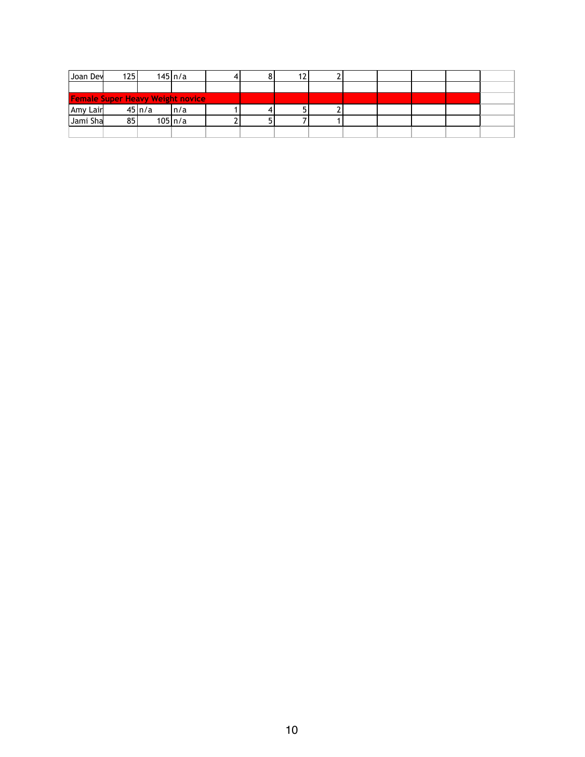| | | | | | | | | | | | | |
|---|---|---|---|---|---|---|---|---|---|---|---|---|
| Joan Dev | 125 | 145 | n/a | 4 | 8 | 12 | 2 | | | | | |
| | | | | | | | | | | | | |
| **Female Super Heavy Weight novice** | | | | | | | | | | | | |
| Amy Lair | 45 | n/a | n/a | 1 | 4 | 5 | 2 | | | | | |
| Jami Sha | 85 | 105 | n/a | 2 | 5 | 7 | 1 | | | | | |
| | | | | | | | | | | | | |